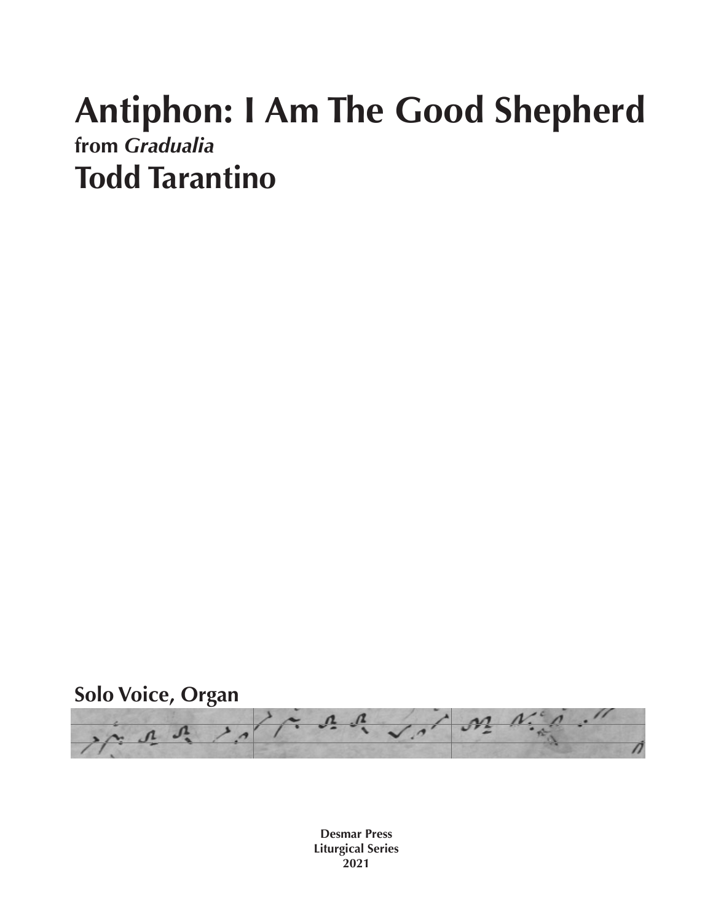# Antiphon: I Am The Good Shepherd

**from *Gradualia***

## Todd Tarantino

**Solo Voice, Organ**

**Desmar Press**
**Liturgical Series**
**2021**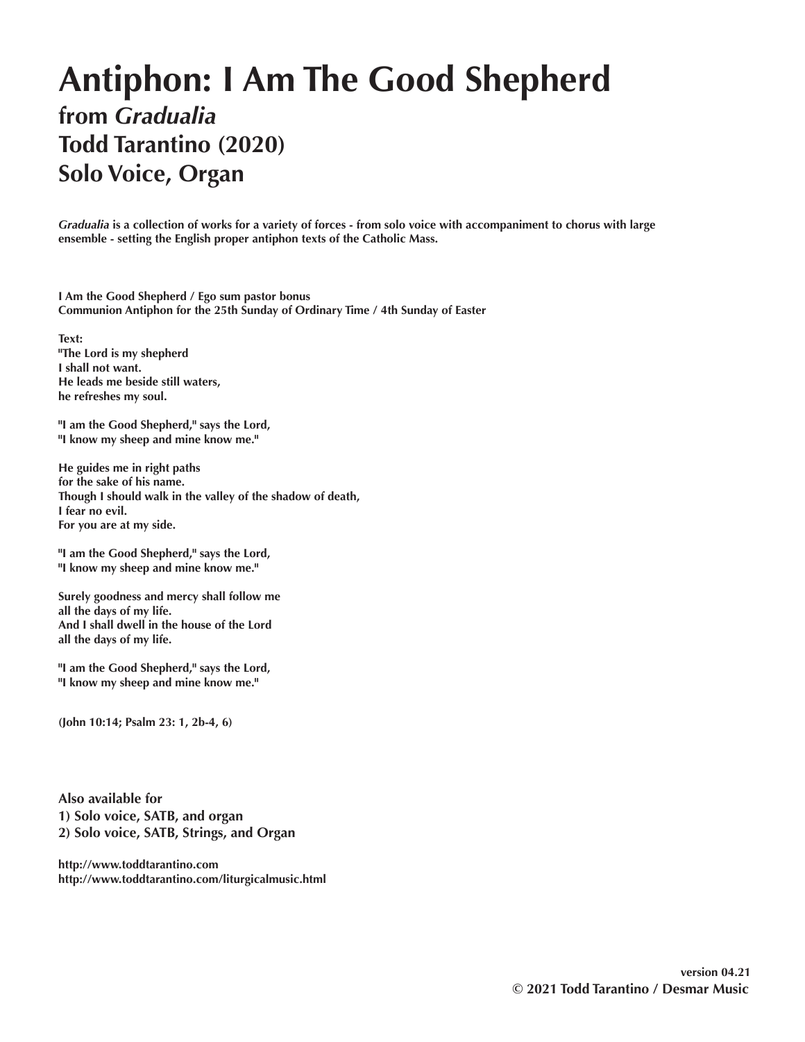# Antiphon: I Am The Good Shepherd

## from *Gradualia*
## Todd Tarantino (2020)
## Solo Voice, Organ

***Gradualia*** **is a collection of works for a variety of forces - from solo voice with accompaniment to chorus with large ensemble - setting the English proper antiphon texts of the Catholic Mass.**

**I Am the Good Shepherd / Ego sum pastor bonus**
**Communion Antiphon for the 25th Sunday of Ordinary Time / 4th Sunday of Easter**

**Text:**
**"The Lord is my shepherd**
**I shall not want.**
**He leads me beside still waters,**
**he refreshes my soul.**

**"I am the Good Shepherd," says the Lord,**
**"I know my sheep and mine know me."**

**He guides me in right paths**
**for the sake of his name.**
**Though I should walk in the valley of the shadow of death,**
**I fear no evil.**
**For you are at my side.**

**"I am the Good Shepherd," says the Lord,**
**"I know my sheep and mine know me."**

**Surely goodness and mercy shall follow me**
**all the days of my life.**
**And I shall dwell in the house of the Lord**
**all the days of my life.**

**"I am the Good Shepherd," says the Lord,**
**"I know my sheep and mine know me."**

**(John 10:14; Psalm 23: 1, 2b-4, 6)**

**Also available for**
**1) Solo voice, SATB, and organ**
**2) Solo voice, SATB, Strings, and Organ**

**http://www.toddtarantino.com**
**http://www.toddtarantino.com/liturgicalmusic.html**

**version 04.21**
**© 2021 Todd Tarantino / Desmar Music**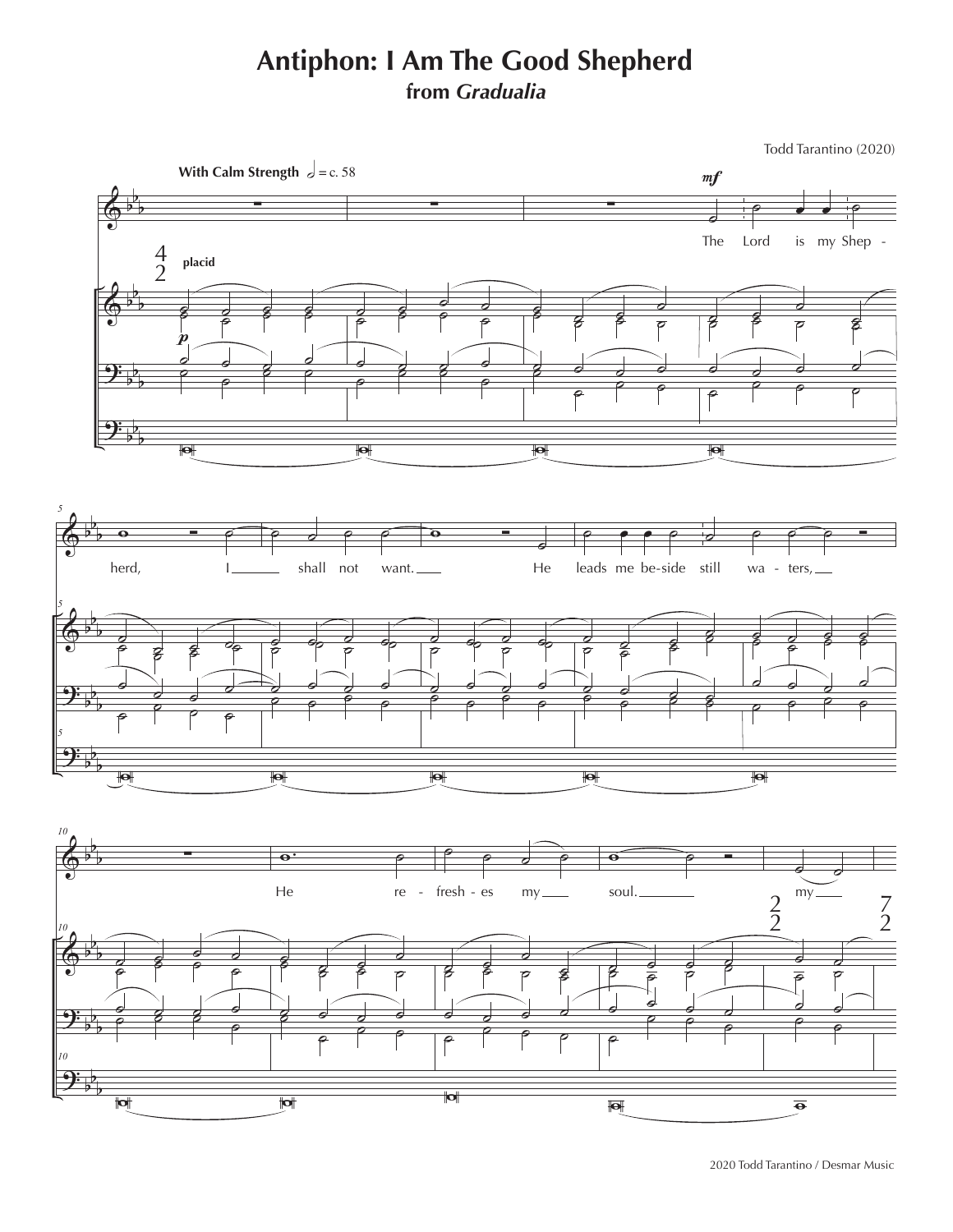# Antiphon: I Am The Good Shepherd

## from *Gradualia*

Todd Tarantino (2020)

**With Calm Strength** 𝅗𝅥 = c. 58

*mf*

The Lord is my Shep - herd, I shall not want. He leads me be-side still wa - ters, He re - fresh - es my soul. my

*placid*

*p*

2020 Todd Tarantino / Desmar Music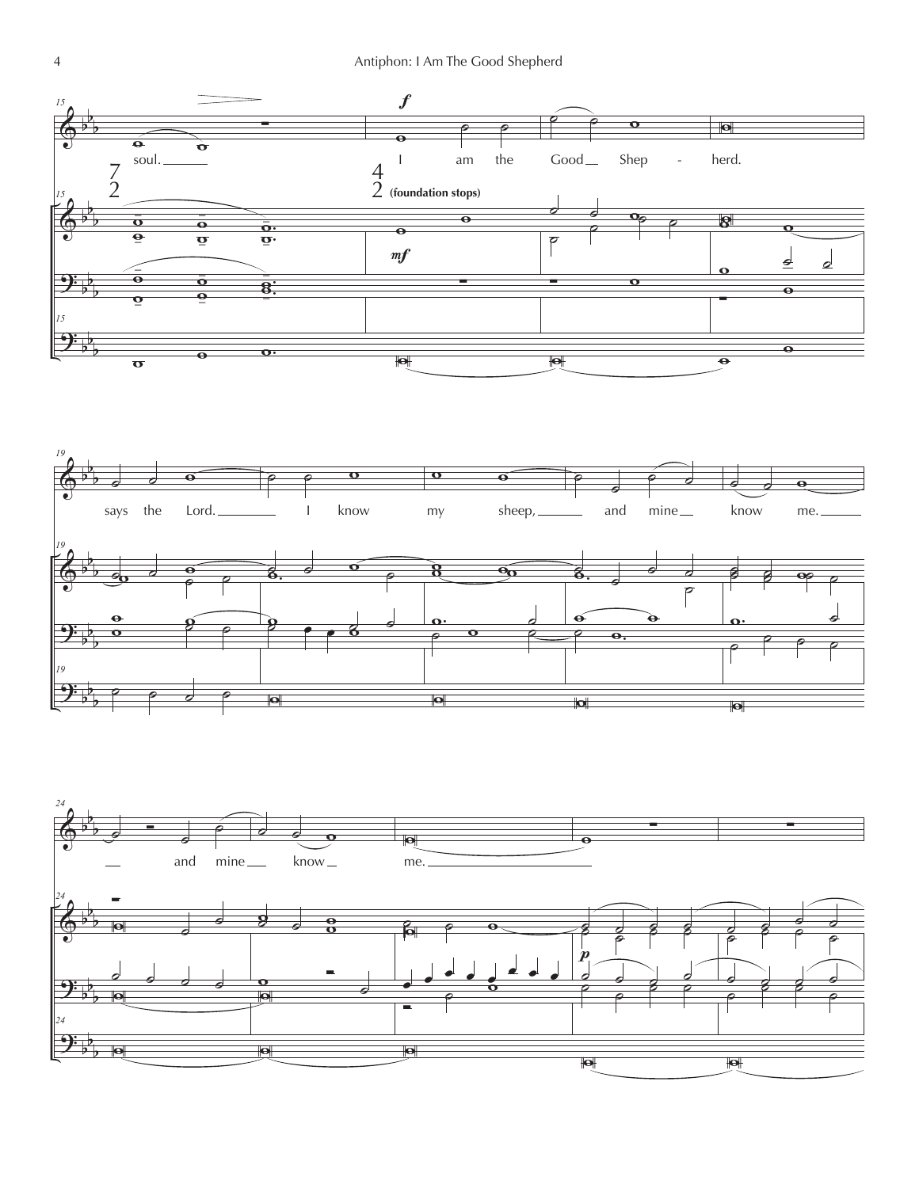15

soul. I am the Good Shep - herd.

7/2 4/2 (foundation stops)

*f* *mf*

19

says the Lord. I know my sheep, and mine know me.

24

and mine know me.

*p*